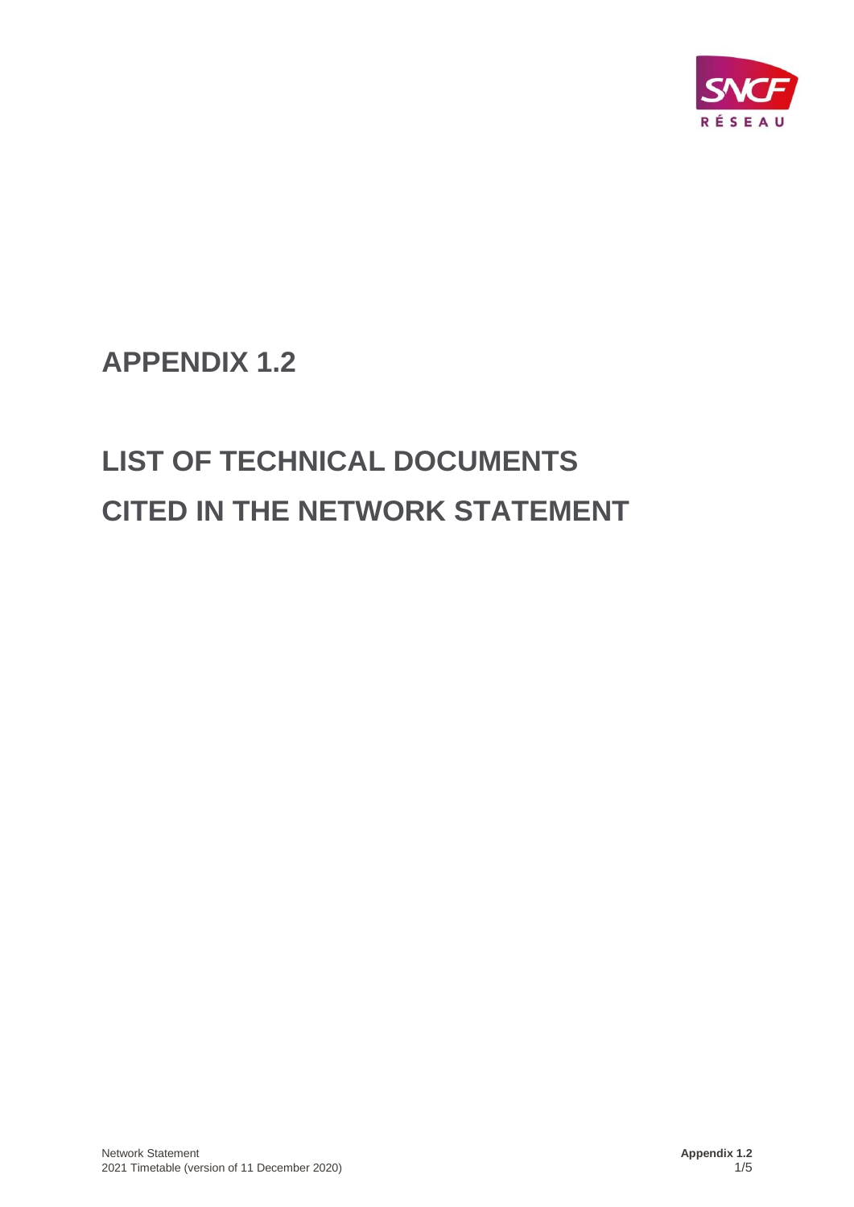# APPENDIX 1.2

# LIST OF TECHNICAL DOCUMENTS CITED IN THE NETWORK STATEMENT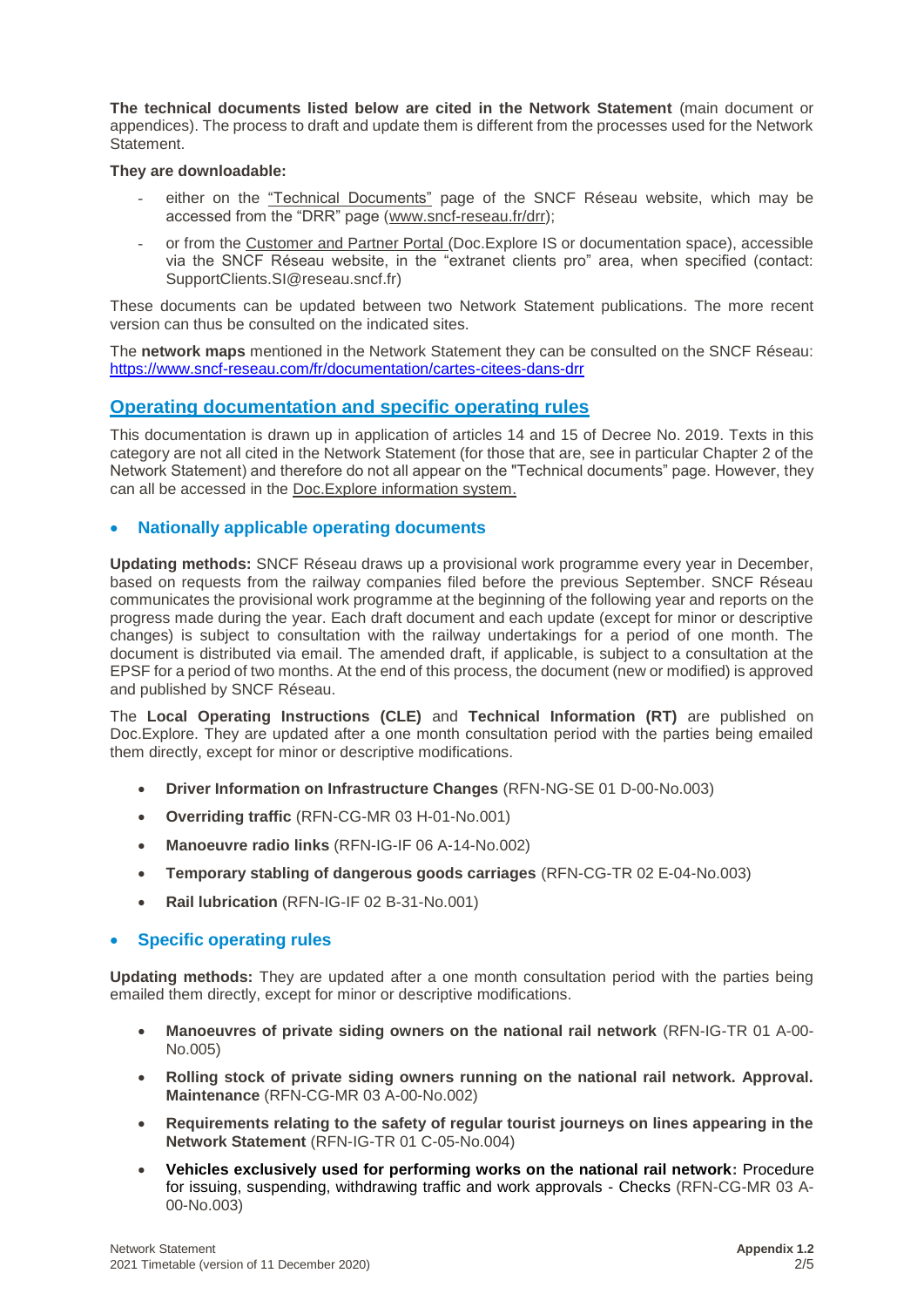**The technical documents listed below are cited in the Network Statement** (main document or appendices). The process to draft and update them is different from the processes used for the Network Statement.

**They are downloadable:**

- either on the "Technical Documents" page of the SNCF Réseau website, which may be accessed from the "DRR" page (www.sncf-reseau.fr/drr);
- or from the Customer and Partner Portal (Doc.Explore IS or documentation space), accessible via the SNCF Réseau website, in the "extranet clients pro" area, when specified (contact: SupportClients.SI@reseau.sncf.fr)

These documents can be updated between two Network Statement publications. The more recent version can thus be consulted on the indicated sites.

The **network maps** mentioned in the Network Statement they can be consulted on the SNCF Réseau: https://www.sncf-reseau.com/fr/documentation/cartes-citees-dans-drr

## Operating documentation and specific operating rules

This documentation is drawn up in application of articles 14 and 15 of Decree No. 2019. Texts in this category are not all cited in the Network Statement (for those that are, see in particular Chapter 2 of the Network Statement) and therefore do not all appear on the "Technical documents" page. However, they can all be accessed in the Doc.Explore information system.

### Nationally applicable operating documents

**Updating methods:** SNCF Réseau draws up a provisional work programme every year in December, based on requests from the railway companies filed before the previous September. SNCF Réseau communicates the provisional work programme at the beginning of the following year and reports on the progress made during the year. Each draft document and each update (except for minor or descriptive changes) is subject to consultation with the railway undertakings for a period of one month. The document is distributed via email. The amended draft, if applicable, is subject to a consultation at the EPSF for a period of two months. At the end of this process, the document (new or modified) is approved and published by SNCF Réseau.

The **Local Operating Instructions (CLE)** and **Technical Information (RT)** are published on Doc.Explore. They are updated after a one month consultation period with the parties being emailed them directly, except for minor or descriptive modifications.

- **Driver Information on Infrastructure Changes** (RFN-NG-SE 01 D-00-No.003)
- **Overriding traffic** (RFN-CG-MR 03 H-01-No.001)
- **Manoeuvre radio links** (RFN-IG-IF 06 A-14-No.002)
- **Temporary stabling of dangerous goods carriages** (RFN-CG-TR 02 E-04-No.003)
- **Rail lubrication** (RFN-IG-IF 02 B-31-No.001)

### Specific operating rules

**Updating methods:** They are updated after a one month consultation period with the parties being emailed them directly, except for minor or descriptive modifications.

- **Manoeuvres of private siding owners on the national rail network** (RFN-IG-TR 01 A-00-No.005)
- **Rolling stock of private siding owners running on the national rail network. Approval. Maintenance** (RFN-CG-MR 03 A-00-No.002)
- **Requirements relating to the safety of regular tourist journeys on lines appearing in the Network Statement** (RFN-IG-TR 01 C-05-No.004)
- **Vehicles exclusively used for performing works on the national rail network:** Procedure for issuing, suspending, withdrawing traffic and work approvals - Checks (RFN-CG-MR 03 A-00-No.003)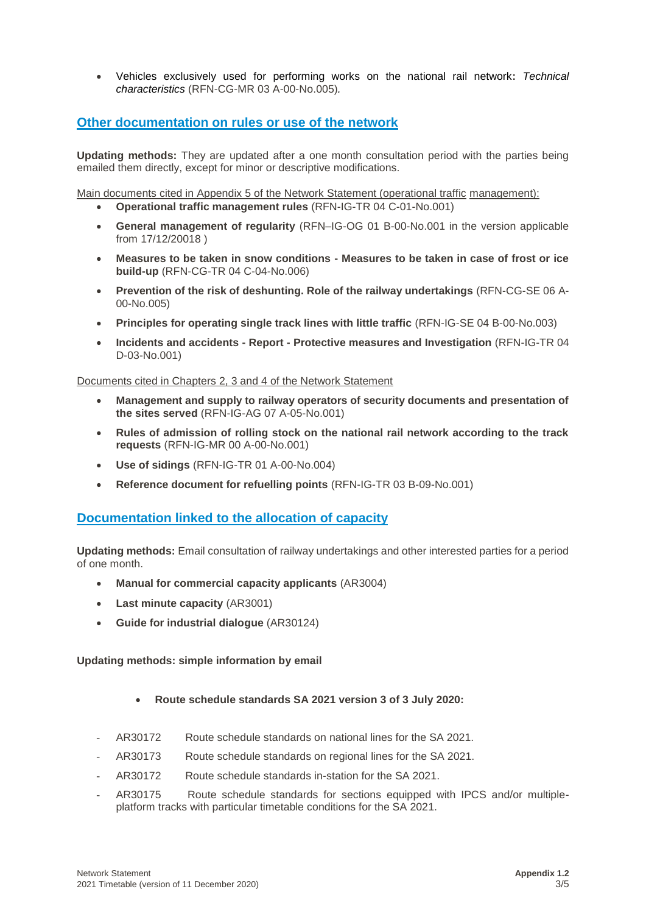- Vehicles exclusively used for performing works on the national rail network**:** *Technical characteristics* (RFN-CG-MR 03 A-00-No.005)*.*

## Other documentation on rules or use of the network

**Updating methods:** They are updated after a one month consultation period with the parties being emailed them directly, except for minor or descriptive modifications.

Main documents cited in Appendix 5 of the Network Statement (operational traffic management):

- **Operational traffic management rules** (RFN-IG-TR 04 C-01-No.001)
- **General management of regularity** (RFN–IG-OG 01 B-00-No.001 in the version applicable from 17/12/20018 )
- **Measures to be taken in snow conditions - Measures to be taken in case of frost or ice build-up** (RFN-CG-TR 04 C-04-No.006)
- **Prevention of the risk of deshunting. Role of the railway undertakings** (RFN-CG-SE 06 A-00-No.005)
- **Principles for operating single track lines with little traffic** (RFN-IG-SE 04 B-00-No.003)
- **Incidents and accidents - Report - Protective measures and Investigation** (RFN-IG-TR 04 D-03-No.001)

Documents cited in Chapters 2, 3 and 4 of the Network Statement

- **Management and supply to railway operators of security documents and presentation of the sites served** (RFN-IG-AG 07 A-05-No.001)
- **Rules of admission of rolling stock on the national rail network according to the track requests** (RFN-IG-MR 00 A-00-No.001)
- **Use of sidings** (RFN-IG-TR 01 A-00-No.004)
- **Reference document for refuelling points** (RFN-IG-TR 03 B-09-No.001)

## Documentation linked to the allocation of capacity

**Updating methods:** Email consultation of railway undertakings and other interested parties for a period of one month.

- **Manual for commercial capacity applicants** (AR3004)
- **Last minute capacity** (AR3001)
- **Guide for industrial dialogue** (AR30124)

**Updating methods: simple information by email**

- **Route schedule standards SA 2021 version 3 of 3 July 2020:**

- AR30172 Route schedule standards on national lines for the SA 2021.
- AR30173 Route schedule standards on regional lines for the SA 2021.
- AR30172 Route schedule standards in-station for the SA 2021.
- AR30175 Route schedule standards for sections equipped with IPCS and/or multiple-platform tracks with particular timetable conditions for the SA 2021.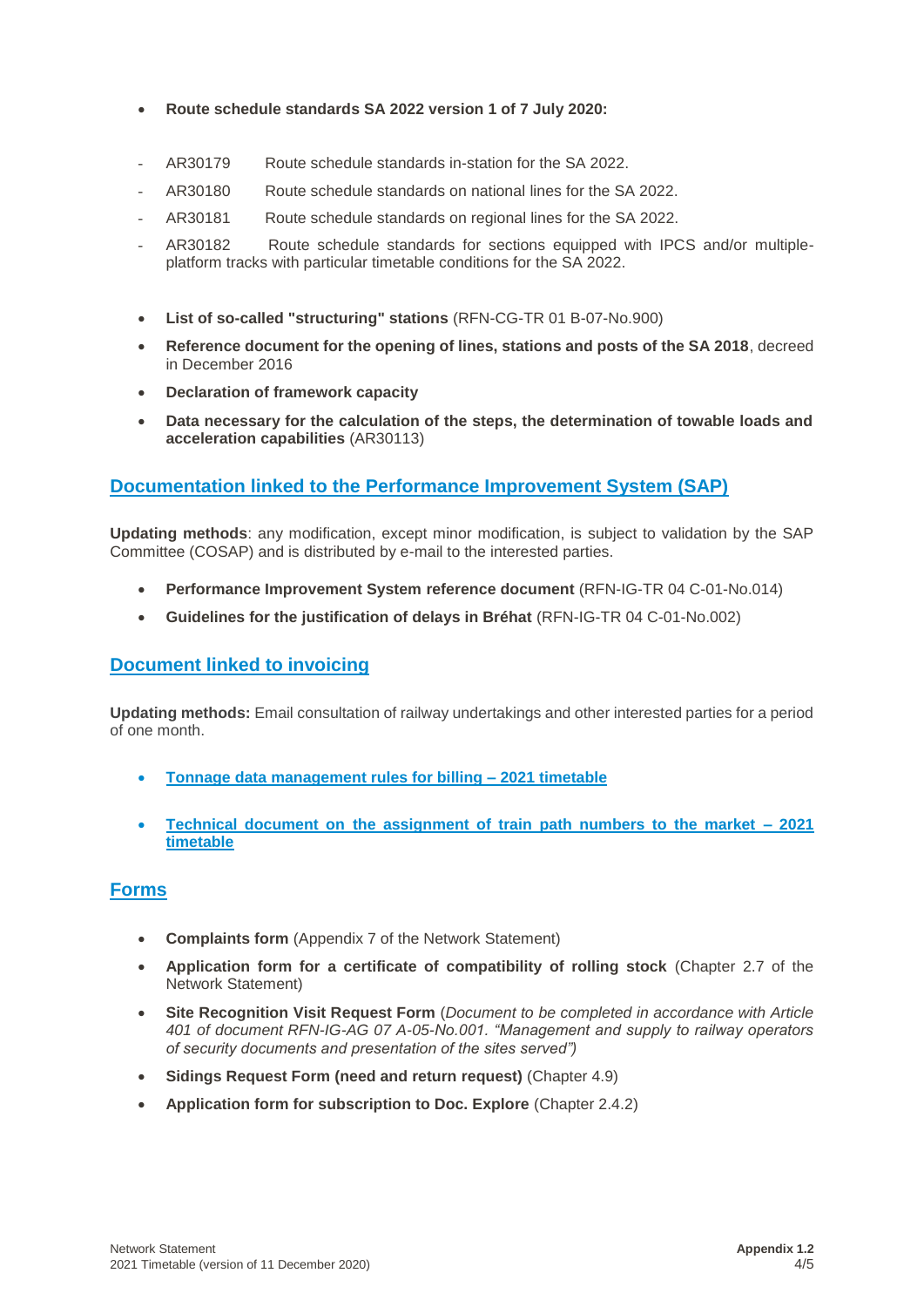- **Route schedule standards SA 2022 version 1 of 7 July 2020:**

  - AR30179 Route schedule standards in-station for the SA 2022.
  - AR30180 Route schedule standards on national lines for the SA 2022.
  - AR30181 Route schedule standards on regional lines for the SA 2022.
  - AR30182 Route schedule standards for sections equipped with IPCS and/or multiple-platform tracks with particular timetable conditions for the SA 2022.

- **List of so-called "structuring" stations** (RFN-CG-TR 01 B-07-No.900)
- **Reference document for the opening of lines, stations and posts of the SA 2018**, decreed in December 2016
- **Declaration of framework capacity**
- **Data necessary for the calculation of the steps, the determination of towable loads and acceleration capabilities** (AR30113)

## Documentation linked to the Performance Improvement System (SAP)

**Updating methods**: any modification, except minor modification, is subject to validation by the SAP Committee (COSAP) and is distributed by e-mail to the interested parties.

- **Performance Improvement System reference document** (RFN-IG-TR 04 C-01-No.014)
- **Guidelines for the justification of delays in Bréhat** (RFN-IG-TR 04 C-01-No.002)

## Document linked to invoicing

**Updating methods:** Email consultation of railway undertakings and other interested parties for a period of one month.

- **Tonnage data management rules for billing – 2021 timetable**
- **Technical document on the assignment of train path numbers to the market – 2021 timetable**

## Forms

- **Complaints form** (Appendix 7 of the Network Statement)
- **Application form for a certificate of compatibility of rolling stock** (Chapter 2.7 of the Network Statement)
- **Site Recognition Visit Request Form** (*Document to be completed in accordance with Article 401 of document RFN-IG-AG 07 A-05-No.001. "Management and supply to railway operators of security documents and presentation of the sites served")*
- **Sidings Request Form (need and return request)** (Chapter 4.9)
- **Application form for subscription to Doc. Explore** (Chapter 2.4.2)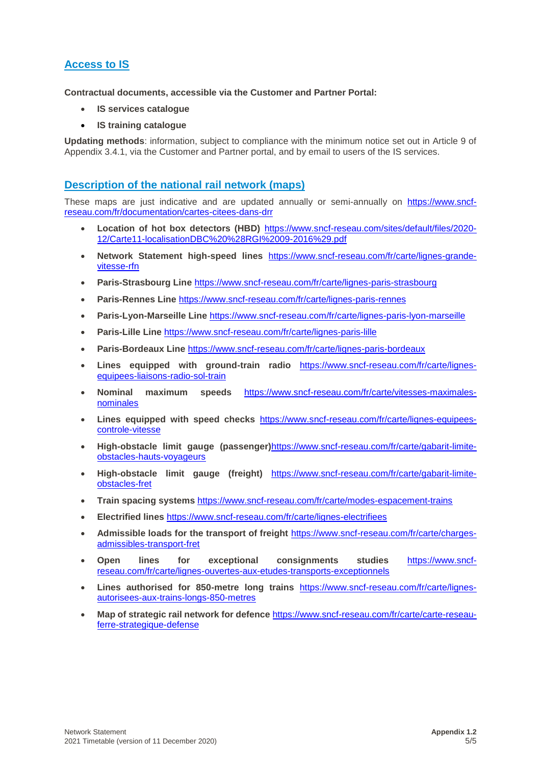## Access to IS

**Contractual documents, accessible via the Customer and Partner Portal:**

- **IS services catalogue**
- **IS training catalogue**

**Updating methods**: information, subject to compliance with the minimum notice set out in Article 9 of Appendix 3.4.1, via the Customer and Partner portal, and by email to users of the IS services.

## Description of the national rail network (maps)

These maps are just indicative and are updated annually or semi-annually on https://www.sncf-reseau.com/fr/documentation/cartes-citees-dans-drr

- **Location of hot box detectors (HBD)** https://www.sncf-reseau.com/sites/default/files/2020-12/Carte11-localisationDBC%20%28RGI%2009-2016%29.pdf
- **Network Statement high-speed lines** https://www.sncf-reseau.com/fr/carte/lignes-grande-vitesse-rfn
- **Paris-Strasbourg Line** https://www.sncf-reseau.com/fr/carte/lignes-paris-strasbourg
- **Paris-Rennes Line** https://www.sncf-reseau.com/fr/carte/lignes-paris-rennes
- **Paris-Lyon-Marseille Line** https://www.sncf-reseau.com/fr/carte/lignes-paris-lyon-marseille
- **Paris-Lille Line** https://www.sncf-reseau.com/fr/carte/lignes-paris-lille
- **Paris-Bordeaux Line** https://www.sncf-reseau.com/fr/carte/lignes-paris-bordeaux
- **Lines equipped with ground-train radio** https://www.sncf-reseau.com/fr/carte/lignes-equipees-liaisons-radio-sol-train
- **Nominal maximum speeds** https://www.sncf-reseau.com/fr/carte/vitesses-maximales-nominales
- **Lines equipped with speed checks** https://www.sncf-reseau.com/fr/carte/lignes-equipees-controle-vitesse
- **High-obstacle limit gauge (passenger)**https://www.sncf-reseau.com/fr/carte/gabarit-limite-obstacles-hauts-voyageurs
- **High-obstacle limit gauge (freight)** https://www.sncf-reseau.com/fr/carte/gabarit-limite-obstacles-fret
- **Train spacing systems** https://www.sncf-reseau.com/fr/carte/modes-espacement-trains
- **Electrified lines** https://www.sncf-reseau.com/fr/carte/lignes-electrifiees
- **Admissible loads for the transport of freight** https://www.sncf-reseau.com/fr/carte/charges-admissibles-transport-fret
- **Open lines for exceptional consignments studies** https://www.sncf-reseau.com/fr/carte/lignes-ouvertes-aux-etudes-transports-exceptionnels
- **Lines authorised for 850-metre long trains** https://www.sncf-reseau.com/fr/carte/lignes-autorisees-aux-trains-longs-850-metres
- **Map of strategic rail network for defence** https://www.sncf-reseau.com/fr/carte/carte-reseau-ferre-strategique-defense